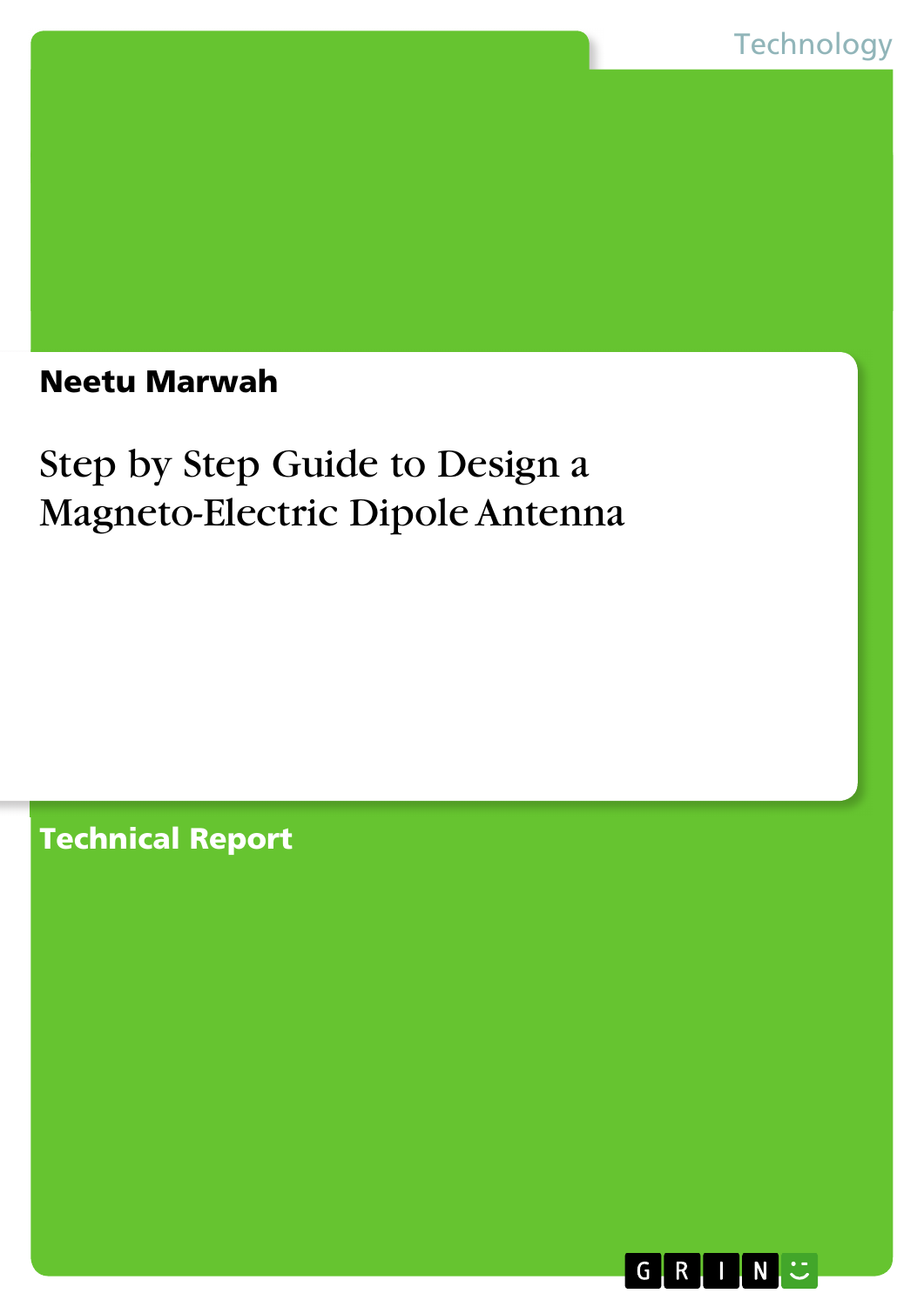Technology

**Neetu Marwah**

# Step by Step Guide to Design a Magneto-Electric Dipole Antenna

**Technical Report**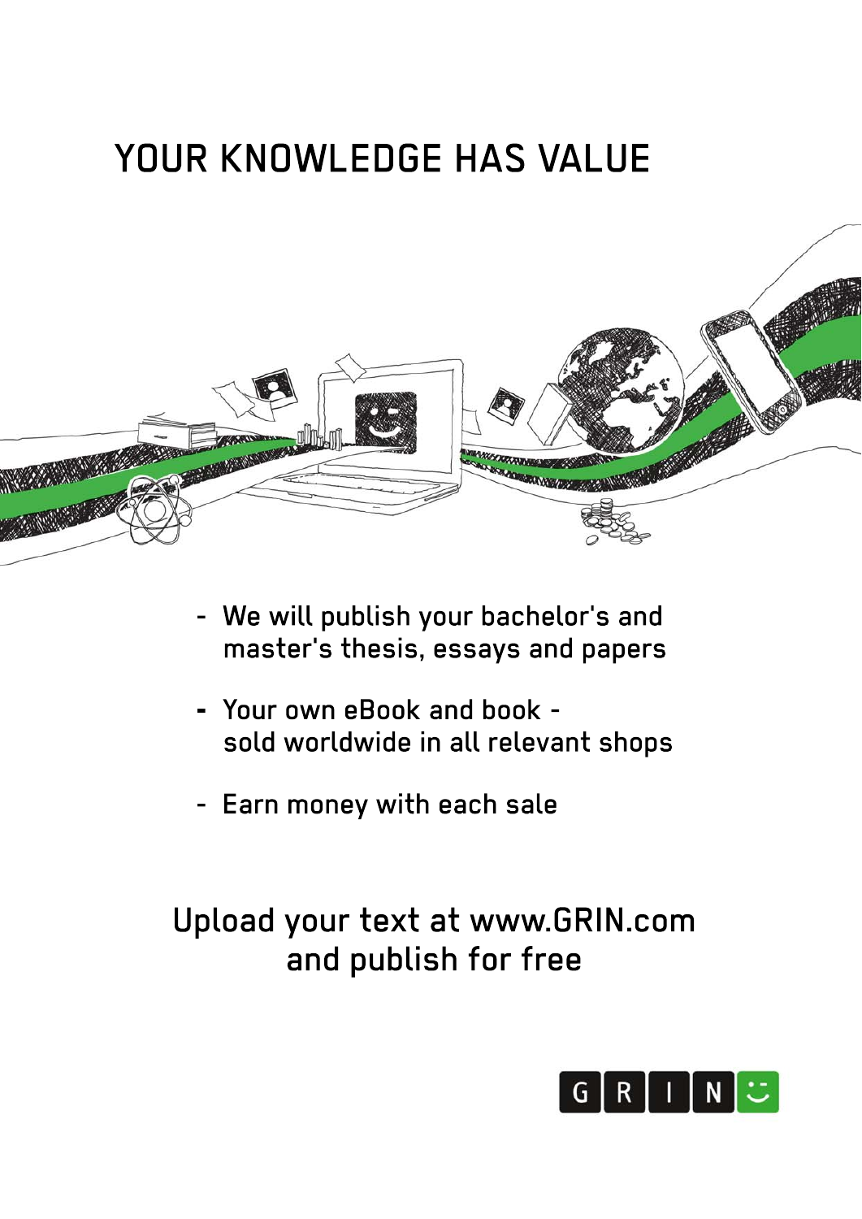# YOUR KNOWLEDGE HAS VALUE

- We will publish your bachelor's and master's thesis, essays and papers
- Your own eBook and book - sold worldwide in all relevant shops
- Earn money with each sale

Upload your text at www.GRIN.com and publish for free

GRIN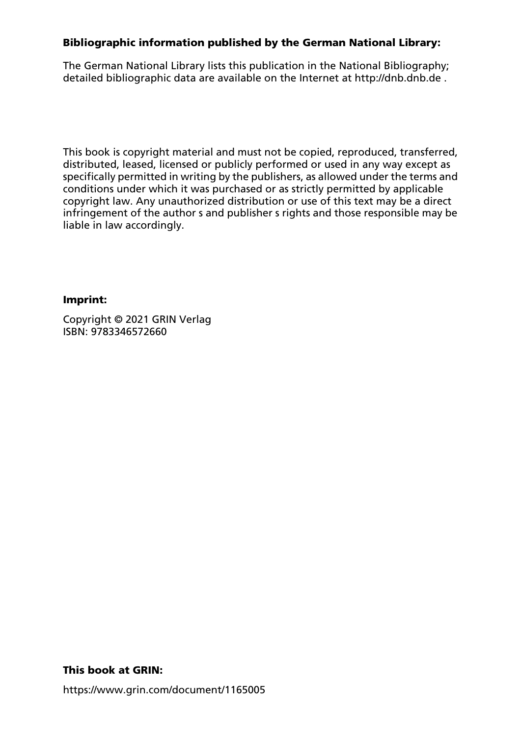**Bibliographic information published by the German National Library:**

The German National Library lists this publication in the National Bibliography; detailed bibliographic data are available on the Internet at http://dnb.dnb.de .

This book is copyright material and must not be copied, reproduced, transferred, distributed, leased, licensed or publicly performed or used in any way except as specifically permitted in writing by the publishers, as allowed under the terms and conditions under which it was purchased or as strictly permitted by applicable copyright law. Any unauthorized distribution or use of this text may be a direct infringement of the author s and publisher s rights and those responsible may be liable in law accordingly.

**Imprint:**

Copyright © 2021 GRIN Verlag
ISBN: 9783346572660

**This book at GRIN:**

https://www.grin.com/document/1165005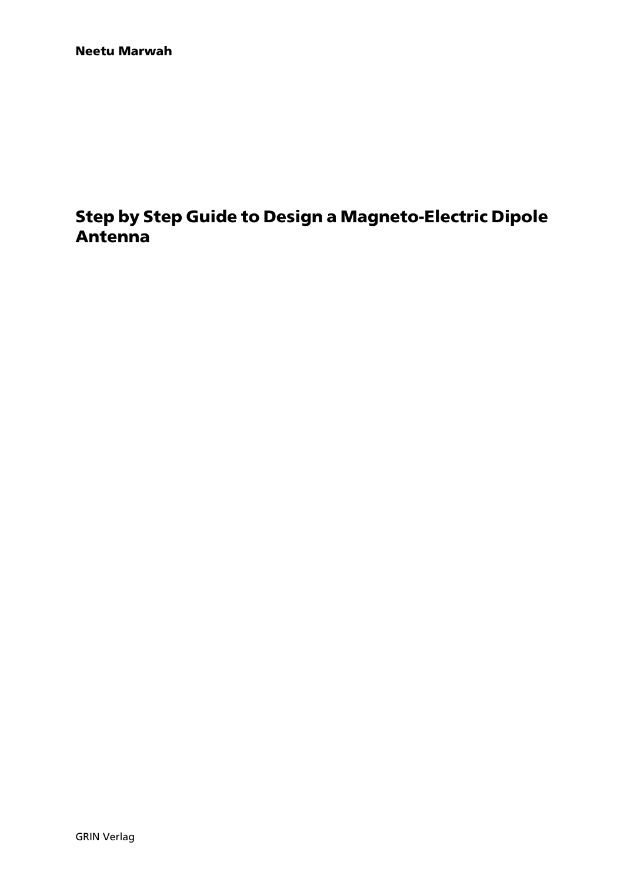**Neetu Marwah**

# Step by Step Guide to Design a Magneto-Electric Dipole Antenna

GRIN Verlag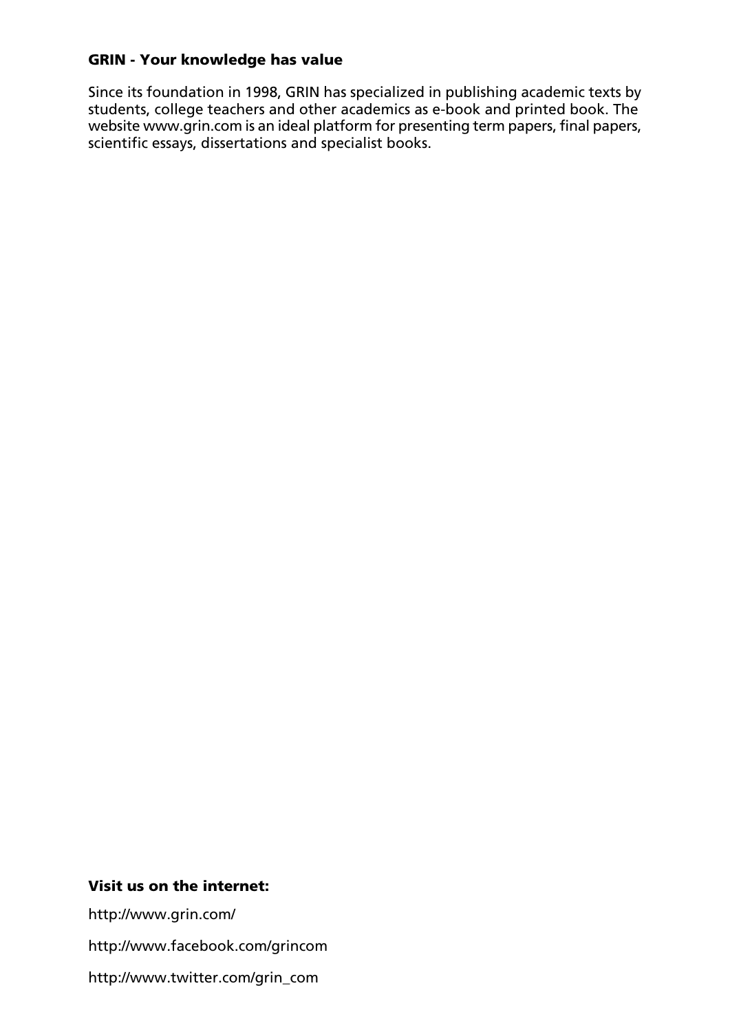**GRIN - Your knowledge has value**

Since its foundation in 1998, GRIN has specialized in publishing academic texts by students, college teachers and other academics as e-book and printed book. The website www.grin.com is an ideal platform for presenting term papers, final papers, scientific essays, dissertations and specialist books.

**Visit us on the internet:**

http://www.grin.com/

http://www.facebook.com/grincom

http://www.twitter.com/grin_com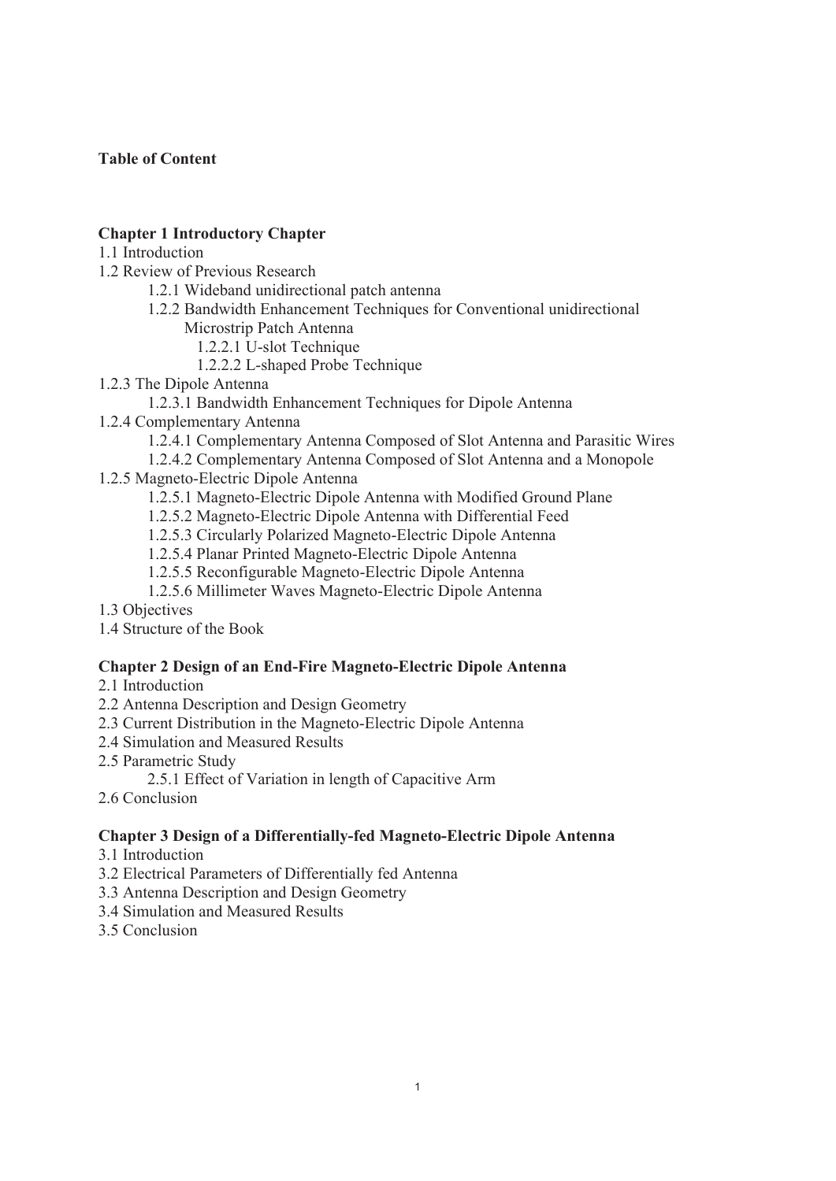**Table of Content**

**Chapter 1 Introductory Chapter**

1.1 Introduction

1.2 Review of Previous Research

- 1.2.1 Wideband unidirectional patch antenna
- 1.2.2 Bandwidth Enhancement Techniques for Conventional unidirectional Microstrip Patch Antenna
  - 1.2.2.1 U-slot Technique
  - 1.2.2.2 L-shaped Probe Technique

1.2.3 The Dipole Antenna

- 1.2.3.1 Bandwidth Enhancement Techniques for Dipole Antenna

1.2.4 Complementary Antenna

- 1.2.4.1 Complementary Antenna Composed of Slot Antenna and Parasitic Wires
- 1.2.4.2 Complementary Antenna Composed of Slot Antenna and a Monopole

1.2.5 Magneto-Electric Dipole Antenna

- 1.2.5.1 Magneto-Electric Dipole Antenna with Modified Ground Plane
- 1.2.5.2 Magneto-Electric Dipole Antenna with Differential Feed
- 1.2.5.3 Circularly Polarized Magneto-Electric Dipole Antenna
- 1.2.5.4 Planar Printed Magneto-Electric Dipole Antenna
- 1.2.5.5 Reconfigurable Magneto-Electric Dipole Antenna
- 1.2.5.6 Millimeter Waves Magneto-Electric Dipole Antenna

1.3 Objectives

1.4 Structure of the Book

**Chapter 2 Design of an End-Fire Magneto-Electric Dipole Antenna**

2.1 Introduction

2.2 Antenna Description and Design Geometry

2.3 Current Distribution in the Magneto-Electric Dipole Antenna

2.4 Simulation and Measured Results

2.5 Parametric Study

- 2.5.1 Effect of Variation in length of Capacitive Arm

2.6 Conclusion

**Chapter 3 Design of a Differentially-fed Magneto-Electric Dipole Antenna**

3.1 Introduction

3.2 Electrical Parameters of Differentially fed Antenna

3.3 Antenna Description and Design Geometry

3.4 Simulation and Measured Results

3.5 Conclusion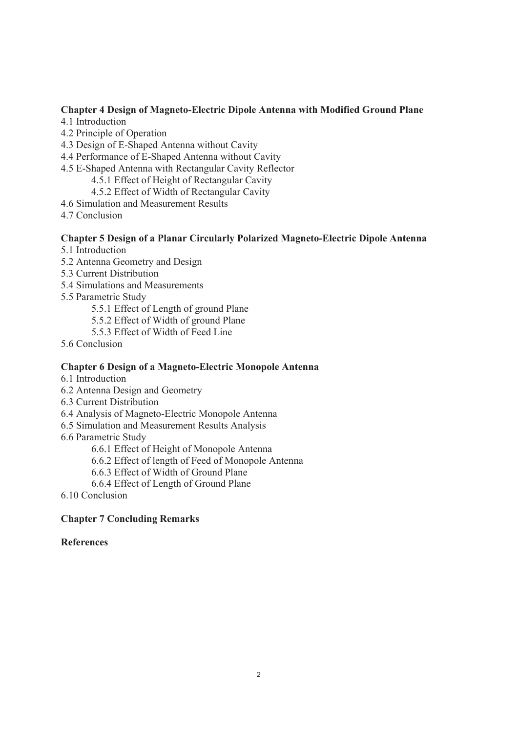**Chapter 4 Design of Magneto-Electric Dipole Antenna with Modified Ground Plane**

4.1 Introduction

4.2 Principle of Operation

4.3 Design of E-Shaped Antenna without Cavity

4.4 Performance of E-Shaped Antenna without Cavity

4.5 E-Shaped Antenna with Rectangular Cavity Reflector

- 4.5.1 Effect of Height of Rectangular Cavity
- 4.5.2 Effect of Width of Rectangular Cavity

4.6 Simulation and Measurement Results

4.7 Conclusion

**Chapter 5 Design of a Planar Circularly Polarized Magneto-Electric Dipole Antenna**

5.1 Introduction

5.2 Antenna Geometry and Design

5.3 Current Distribution

5.4 Simulations and Measurements

5.5 Parametric Study

- 5.5.1 Effect of Length of ground Plane
- 5.5.2 Effect of Width of ground Plane
- 5.5.3 Effect of Width of Feed Line

5.6 Conclusion

**Chapter 6 Design of a Magneto-Electric Monopole Antenna**

6.1 Introduction

6.2 Antenna Design and Geometry

6.3 Current Distribution

6.4 Analysis of Magneto-Electric Monopole Antenna

6.5 Simulation and Measurement Results Analysis

6.6 Parametric Study

- 6.6.1 Effect of Height of Monopole Antenna
- 6.6.2 Effect of length of Feed of Monopole Antenna
- 6.6.3 Effect of Width of Ground Plane
- 6.6.4 Effect of Length of Ground Plane

6.10 Conclusion

**Chapter 7 Concluding Remarks**

**References**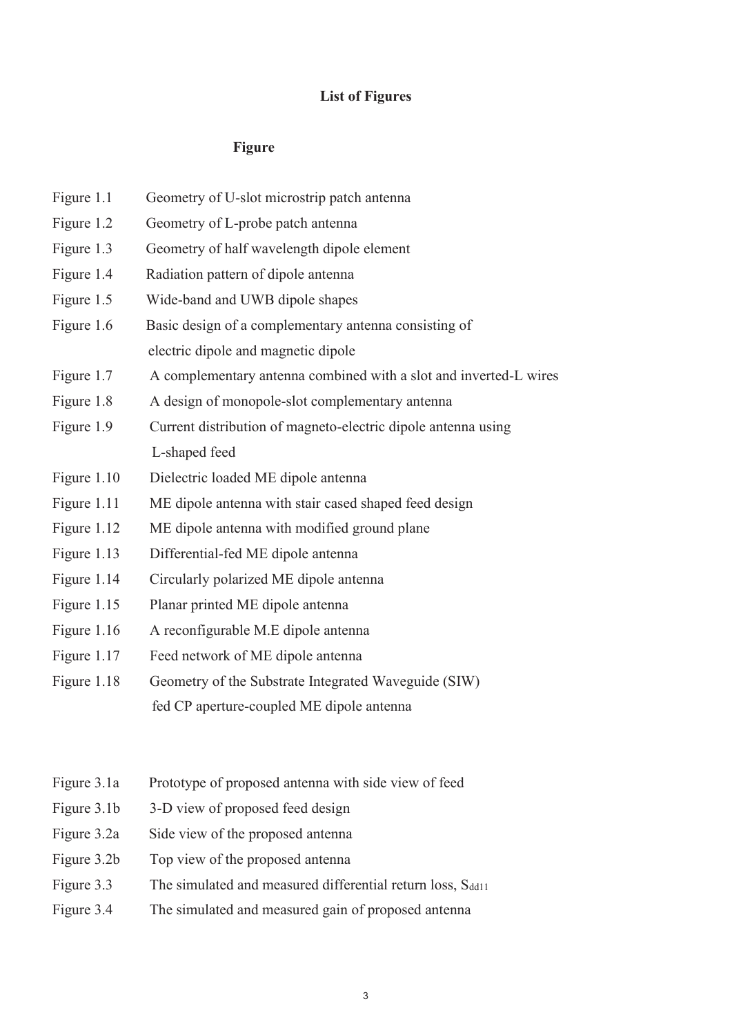# List of Figures

**Figure**

| | |
|---|---|
| Figure 1.1 | Geometry of U-slot microstrip patch antenna |
| Figure 1.2 | Geometry of L-probe patch antenna |
| Figure 1.3 | Geometry of half wavelength dipole element |
| Figure 1.4 | Radiation pattern of dipole antenna |
| Figure 1.5 | Wide-band and UWB dipole shapes |
| Figure 1.6 | Basic design of a complementary antenna consisting of electric dipole and magnetic dipole |
| Figure 1.7 | A complementary antenna combined with a slot and inverted-L wires |
| Figure 1.8 | A design of monopole-slot complementary antenna |
| Figure 1.9 | Current distribution of magneto-electric dipole antenna using L-shaped feed |
| Figure 1.10 | Dielectric loaded ME dipole antenna |
| Figure 1.11 | ME dipole antenna with stair cased shaped feed design |
| Figure 1.12 | ME dipole antenna with modified ground plane |
| Figure 1.13 | Differential-fed ME dipole antenna |
| Figure 1.14 | Circularly polarized ME dipole antenna |
| Figure 1.15 | Planar printed ME dipole antenna |
| Figure 1.16 | A reconfigurable M.E dipole antenna |
| Figure 1.17 | Feed network of ME dipole antenna |
| Figure 1.18 | Geometry of the Substrate Integrated Waveguide (SIW) fed CP aperture-coupled ME dipole antenna |
| Figure 3.1a | Prototype of proposed antenna with side view of feed |
| Figure 3.1b | 3-D view of proposed feed design |
| Figure 3.2a | Side view of the proposed antenna |
| Figure 3.2b | Top view of the proposed antenna |
| Figure 3.3 | The simulated and measured differential return loss, $S_{dd11}$ |
| Figure 3.4 | The simulated and measured gain of proposed antenna |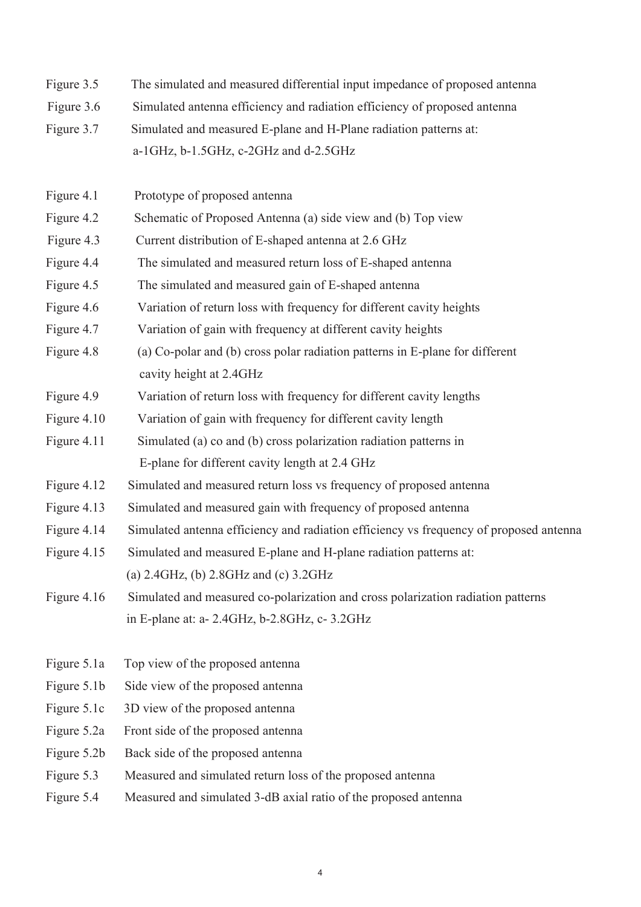Figure 3.5 The simulated and measured differential input impedance of proposed antenna

Figure 3.6 Simulated antenna efficiency and radiation efficiency of proposed antenna

Figure 3.7 Simulated and measured E-plane and H-Plane radiation patterns at: a-1GHz, b-1.5GHz, c-2GHz and d-2.5GHz

Figure 4.1 Prototype of proposed antenna

Figure 4.2 Schematic of Proposed Antenna (a) side view and (b) Top view

Figure 4.3 Current distribution of E-shaped antenna at 2.6 GHz

Figure 4.4 The simulated and measured return loss of E-shaped antenna

Figure 4.5 The simulated and measured gain of E-shaped antenna

Figure 4.6 Variation of return loss with frequency for different cavity heights

Figure 4.7 Variation of gain with frequency at different cavity heights

Figure 4.8 (a) Co-polar and (b) cross polar radiation patterns in E-plane for different cavity height at 2.4GHz

Figure 4.9 Variation of return loss with frequency for different cavity lengths

Figure 4.10 Variation of gain with frequency for different cavity length

Figure 4.11 Simulated (a) co and (b) cross polarization radiation patterns in E-plane for different cavity length at 2.4 GHz

Figure 4.12 Simulated and measured return loss vs frequency of proposed antenna

Figure 4.13 Simulated and measured gain with frequency of proposed antenna

Figure 4.14 Simulated antenna efficiency and radiation efficiency vs frequency of proposed antenna

Figure 4.15 Simulated and measured E-plane and H-plane radiation patterns at: (a) 2.4GHz, (b) 2.8GHz and (c) 3.2GHz

Figure 4.16 Simulated and measured co-polarization and cross polarization radiation patterns in E-plane at: a- 2.4GHz, b-2.8GHz, c- 3.2GHz

Figure 5.1a Top view of the proposed antenna

Figure 5.1b Side view of the proposed antenna

Figure 5.1c 3D view of the proposed antenna

Figure 5.2a Front side of the proposed antenna

Figure 5.2b Back side of the proposed antenna

Figure 5.3 Measured and simulated return loss of the proposed antenna

Figure 5.4 Measured and simulated 3-dB axial ratio of the proposed antenna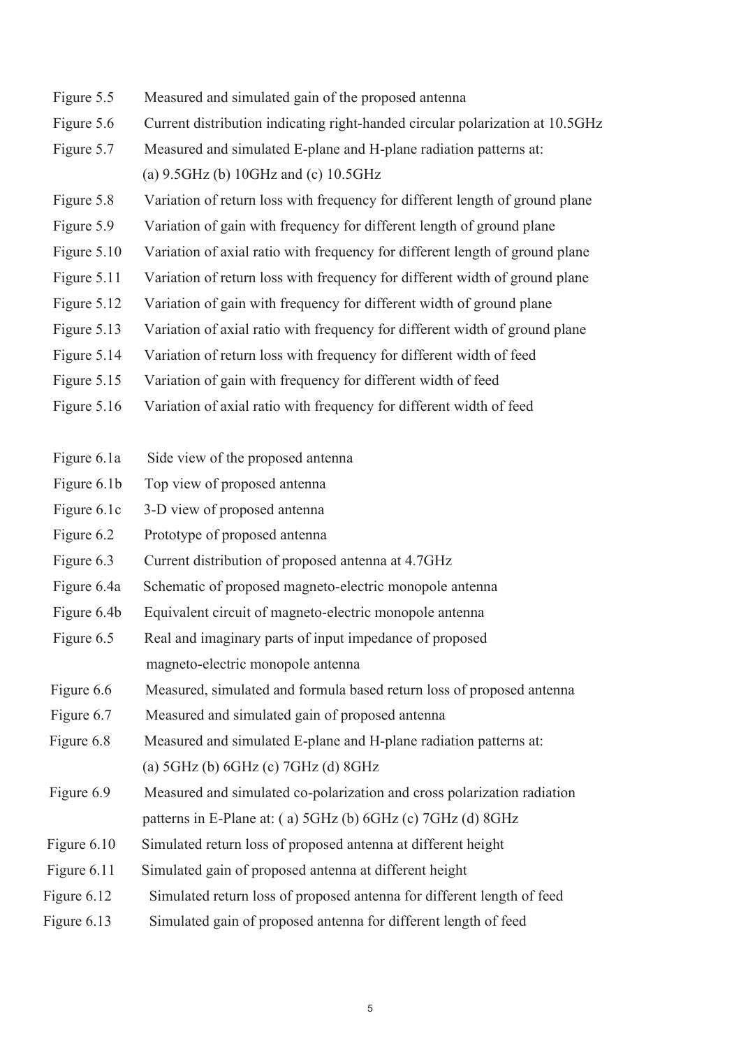| | |
|---|---|
| Figure 5.5 | Measured and simulated gain of the proposed antenna |
| Figure 5.6 | Current distribution indicating right-handed circular polarization at 10.5GHz |
| Figure 5.7 | Measured and simulated E-plane and H-plane radiation patterns at: (a) 9.5GHz (b) 10GHz and (c) 10.5GHz |
| Figure 5.8 | Variation of return loss with frequency for different length of ground plane |
| Figure 5.9 | Variation of gain with frequency for different length of ground plane |
| Figure 5.10 | Variation of axial ratio with frequency for different length of ground plane |
| Figure 5.11 | Variation of return loss with frequency for different width of ground plane |
| Figure 5.12 | Variation of gain with frequency for different width of ground plane |
| Figure 5.13 | Variation of axial ratio with frequency for different width of ground plane |
| Figure 5.14 | Variation of return loss with frequency for different width of feed |
| Figure 5.15 | Variation of gain with frequency for different width of feed |
| Figure 5.16 | Variation of axial ratio with frequency for different width of feed |

| | |
|---|---|
| Figure 6.1a | Side view of the proposed antenna |
| Figure 6.1b | Top view of proposed antenna |
| Figure 6.1c | 3-D view of proposed antenna |
| Figure 6.2 | Prototype of proposed antenna |
| Figure 6.3 | Current distribution of proposed antenna at 4.7GHz |
| Figure 6.4a | Schematic of proposed magneto-electric monopole antenna |
| Figure 6.4b | Equivalent circuit of magneto-electric monopole antenna |
| Figure 6.5 | Real and imaginary parts of input impedance of proposed magneto-electric monopole antenna |
| Figure 6.6 | Measured, simulated and formula based return loss of proposed antenna |
| Figure 6.7 | Measured and simulated gain of proposed antenna |
| Figure 6.8 | Measured and simulated E-plane and H-plane radiation patterns at: (a) 5GHz (b) 6GHz (c) 7GHz (d) 8GHz |
| Figure 6.9 | Measured and simulated co-polarization and cross polarization radiation patterns in E-Plane at: ( a) 5GHz (b) 6GHz (c) 7GHz (d) 8GHz |
| Figure 6.10 | Simulated return loss of proposed antenna at different height |
| Figure 6.11 | Simulated gain of proposed antenna at different height |
| Figure 6.12 | Simulated return loss of proposed antenna for different length of feed |
| Figure 6.13 | Simulated gain of proposed antenna for different length of feed |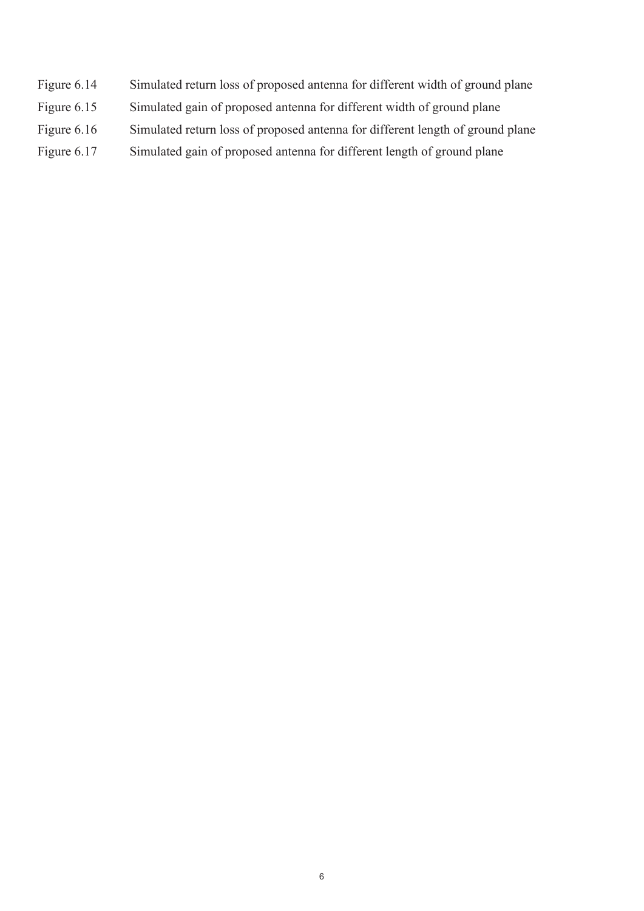| | |
|---|---|
| Figure 6.14 | Simulated return loss of proposed antenna for different width of ground plane |
| Figure 6.15 | Simulated gain of proposed antenna for different width of ground plane |
| Figure 6.16 | Simulated return loss of proposed antenna for different length of ground plane |
| Figure 6.17 | Simulated gain of proposed antenna for different length of ground plane |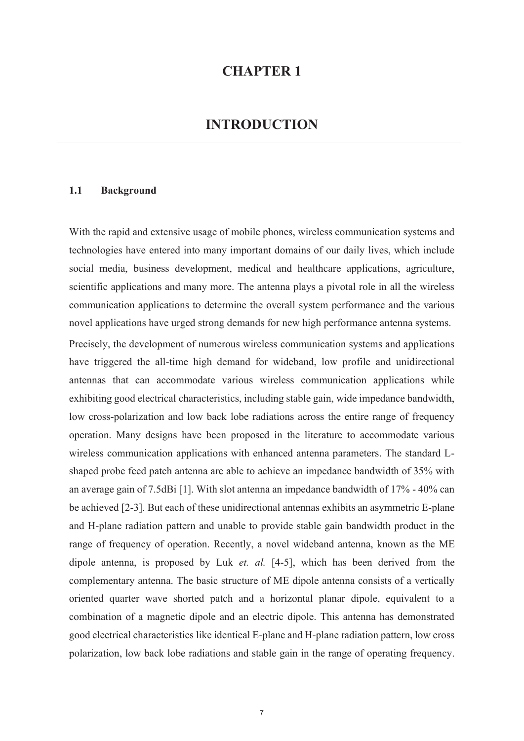# CHAPTER 1

# INTRODUCTION

## 1.1 Background

With the rapid and extensive usage of mobile phones, wireless communication systems and technologies have entered into many important domains of our daily lives, which include social media, business development, medical and healthcare applications, agriculture, scientific applications and many more. The antenna plays a pivotal role in all the wireless communication applications to determine the overall system performance and the various novel applications have urged strong demands for new high performance antenna systems.

Precisely, the development of numerous wireless communication systems and applications have triggered the all-time high demand for wideband, low profile and unidirectional antennas that can accommodate various wireless communication applications while exhibiting good electrical characteristics, including stable gain, wide impedance bandwidth, low cross-polarization and low back lobe radiations across the entire range of frequency operation. Many designs have been proposed in the literature to accommodate various wireless communication applications with enhanced antenna parameters. The standard L-shaped probe feed patch antenna are able to achieve an impedance bandwidth of 35% with an average gain of 7.5dBi [1]. With slot antenna an impedance bandwidth of 17% - 40% can be achieved [2-3]. But each of these unidirectional antennas exhibits an asymmetric E-plane and H-plane radiation pattern and unable to provide stable gain bandwidth product in the range of frequency of operation. Recently, a novel wideband antenna, known as the ME dipole antenna, is proposed by Luk *et. al.* [4-5], which has been derived from the complementary antenna. The basic structure of ME dipole antenna consists of a vertically oriented quarter wave shorted patch and a horizontal planar dipole, equivalent to a combination of a magnetic dipole and an electric dipole. This antenna has demonstrated good electrical characteristics like identical E-plane and H-plane radiation pattern, low cross polarization, low back lobe radiations and stable gain in the range of operating frequency.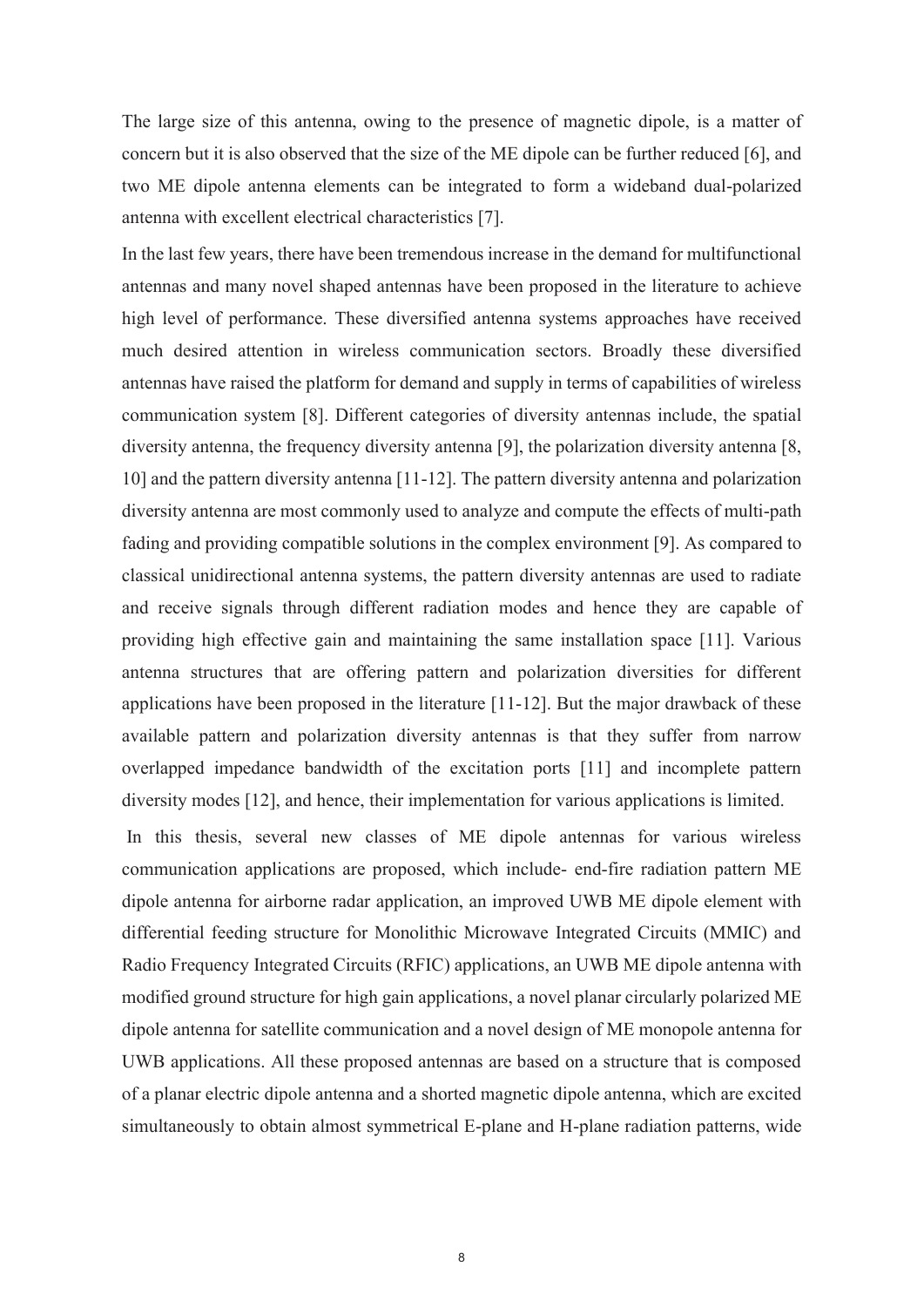The large size of this antenna, owing to the presence of magnetic dipole, is a matter of concern but it is also observed that the size of the ME dipole can be further reduced [6], and two ME dipole antenna elements can be integrated to form a wideband dual-polarized antenna with excellent electrical characteristics [7].

In the last few years, there have been tremendous increase in the demand for multifunctional antennas and many novel shaped antennas have been proposed in the literature to achieve high level of performance. These diversified antenna systems approaches have received much desired attention in wireless communication sectors. Broadly these diversified antennas have raised the platform for demand and supply in terms of capabilities of wireless communication system [8]. Different categories of diversity antennas include, the spatial diversity antenna, the frequency diversity antenna [9], the polarization diversity antenna [8, 10] and the pattern diversity antenna [11-12]. The pattern diversity antenna and polarization diversity antenna are most commonly used to analyze and compute the effects of multi-path fading and providing compatible solutions in the complex environment [9]. As compared to classical unidirectional antenna systems, the pattern diversity antennas are used to radiate and receive signals through different radiation modes and hence they are capable of providing high effective gain and maintaining the same installation space [11]. Various antenna structures that are offering pattern and polarization diversities for different applications have been proposed in the literature [11-12]. But the major drawback of these available pattern and polarization diversity antennas is that they suffer from narrow overlapped impedance bandwidth of the excitation ports [11] and incomplete pattern diversity modes [12], and hence, their implementation for various applications is limited.

In this thesis, several new classes of ME dipole antennas for various wireless communication applications are proposed, which include- end-fire radiation pattern ME dipole antenna for airborne radar application, an improved UWB ME dipole element with differential feeding structure for Monolithic Microwave Integrated Circuits (MMIC) and Radio Frequency Integrated Circuits (RFIC) applications, an UWB ME dipole antenna with modified ground structure for high gain applications, a novel planar circularly polarized ME dipole antenna for satellite communication and a novel design of ME monopole antenna for UWB applications. All these proposed antennas are based on a structure that is composed of a planar electric dipole antenna and a shorted magnetic dipole antenna, which are excited simultaneously to obtain almost symmetrical E-plane and H-plane radiation patterns, wide